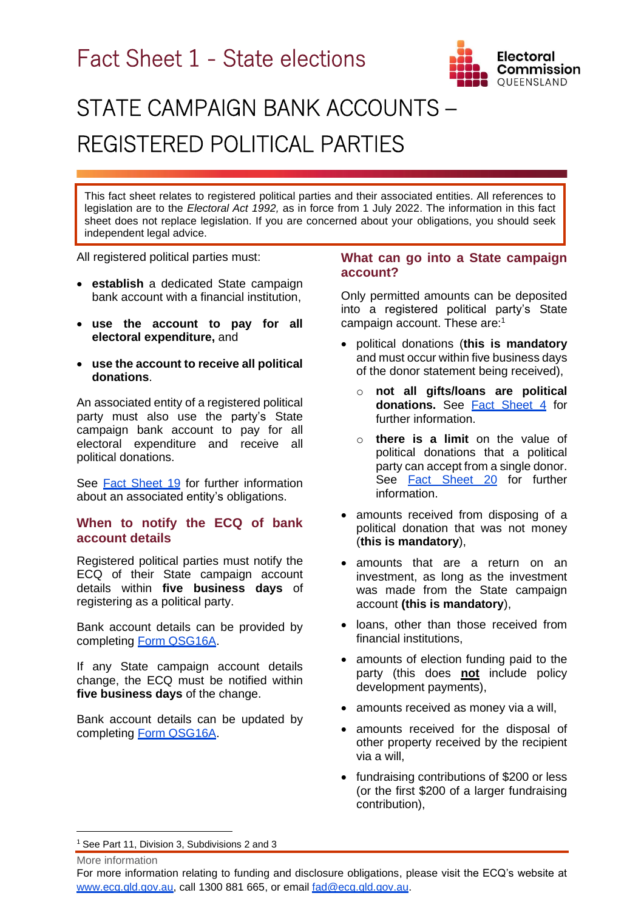// Fact Sheet 1 - State elections

# STATE CAMPAIGN BANK ACCOUNTS – REGISTERED POLITICAL PARTIES

> This fact sheet relates to registered political parties and their associated entities. All references to legislation are to the *Electoral Act 1992,* as in force from 1 July 2022. The information in this fact sheet does not replace legislation. If you are concerned about your obligations, you should seek independent legal advice.

All registered political parties must:

- **establish** a dedicated State campaign bank account with a financial institution,
- **use the account to pay for all electoral expenditure,** and
- **use the account to receive all political donations**.

An associated entity of a registered political party must also use the party's State campaign bank account to pay for all electoral expenditure and receive all political donations.

See [Fact Sheet 19](#) for further information about an associated entity's obligations.

## When to notify the ECQ of bank account details

Registered political parties must notify the ECQ of their State campaign account details within **five business days** of registering as a political party.

Bank account details can be provided by completing [Form QSG16A](#).

If any State campaign account details change, the ECQ must be notified within **five business days** of the change.

Bank account details can be updated by completing [Form QSG16A](#).

## What can go into a State campaign account?

Only permitted amounts can be deposited into a registered political party's State campaign account. These are:[1]

- political donations (**this is mandatory** and must occur within five business days of the donor statement being received),
  - **not all gifts/loans are political donations.** See [Fact Sheet 4](#) for further information.
  - **there is a limit** on the value of political donations that a political party can accept from a single donor. See [Fact Sheet 20](#) for further information.
- amounts received from disposing of a political donation that was not money (**this is mandatory**),
- amounts that are a return on an investment, as long as the investment was made from the State campaign account **(this is mandatory**),
- loans, other than those received from financial institutions,
- amounts of election funding paid to the party (this does **not** include policy development payments),
- amounts received as money via a will,
- amounts received for the disposal of other property received by the recipient via a will,
- fundraising contributions of $200 or less (or the first $200 of a larger fundraising contribution),

[1] See Part 11, Division 3, Subdivisions 2 and 3

More information

For more information relating to funding and disclosure obligations, please visit the ECQ's website at [www.ecq.qld.gov.au](http://www.ecq.qld.gov.au), call 1300 881 665, or email [fad@ecq.qld.gov.au](mailto:fad@ecq.qld.gov.au).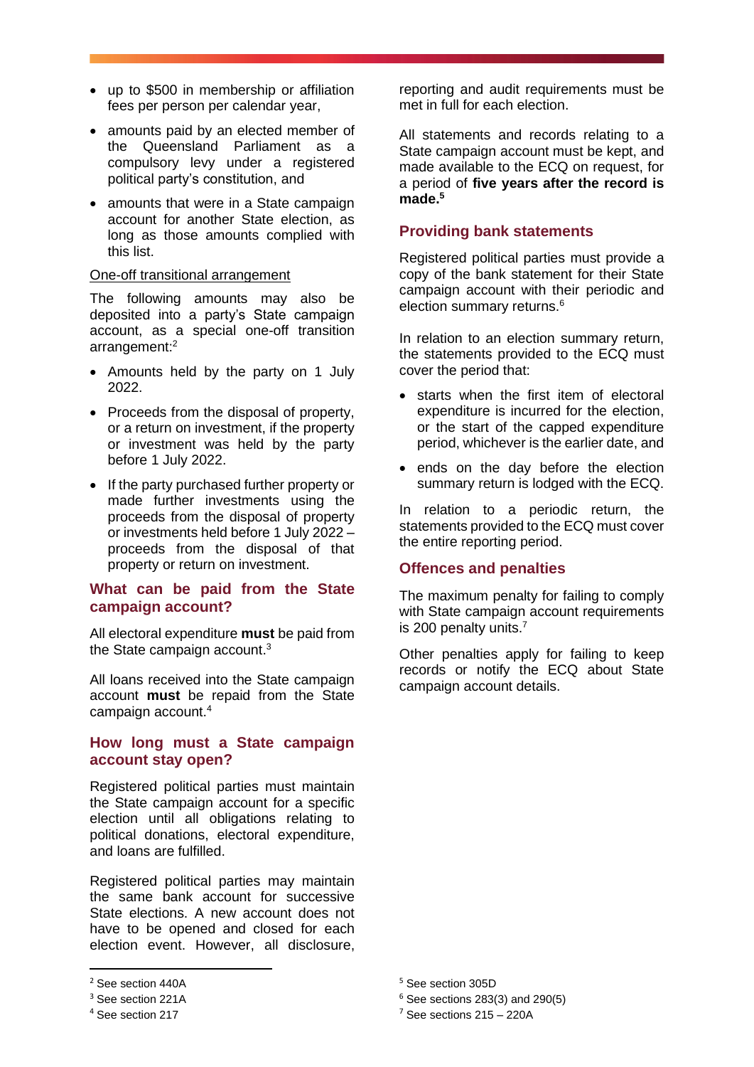- up to $500 in membership or affiliation fees per person per calendar year,
- amounts paid by an elected member of the Queensland Parliament as a compulsory levy under a registered political party's constitution, and
- amounts that were in a State campaign account for another State election, as long as those amounts complied with this list.

One-off transitional arrangement

The following amounts may also be deposited into a party's State campaign account, as a special one-off transition arrangement:[2]

- Amounts held by the party on 1 July 2022.
- Proceeds from the disposal of property, or a return on investment, if the property or investment was held by the party before 1 July 2022.
- If the party purchased further property or made further investments using the proceeds from the disposal of property or investments held before 1 July 2022 – proceeds from the disposal of that property or return on investment.

## What can be paid from the State campaign account?

All electoral expenditure **must** be paid from the State campaign account.[3]

All loans received into the State campaign account **must** be repaid from the State campaign account.[4]

## How long must a State campaign account stay open?

Registered political parties must maintain the State campaign account for a specific election until all obligations relating to political donations, electoral expenditure, and loans are fulfilled.

Registered political parties may maintain the same bank account for successive State elections. A new account does not have to be opened and closed for each election event. However, all disclosure, reporting and audit requirements must be met in full for each election.

All statements and records relating to a State campaign account must be kept, and made available to the ECQ on request, for a period of **five years after the record is made.**[5]

## Providing bank statements

Registered political parties must provide a copy of the bank statement for their State campaign account with their periodic and election summary returns.[6]

In relation to an election summary return, the statements provided to the ECQ must cover the period that:

- starts when the first item of electoral expenditure is incurred for the election, or the start of the capped expenditure period, whichever is the earlier date, and
- ends on the day before the election summary return is lodged with the ECQ.

In relation to a periodic return, the statements provided to the ECQ must cover the entire reporting period.

## Offences and penalties

The maximum penalty for failing to comply with State campaign account requirements is 200 penalty units.[7]

Other penalties apply for failing to keep records or notify the ECQ about State campaign account details.

---

[2] See section 440A
[3] See section 221A
[4] See section 217
[5] See section 305D
[6] See sections 283(3) and 290(5)
[7] See sections 215 – 220A